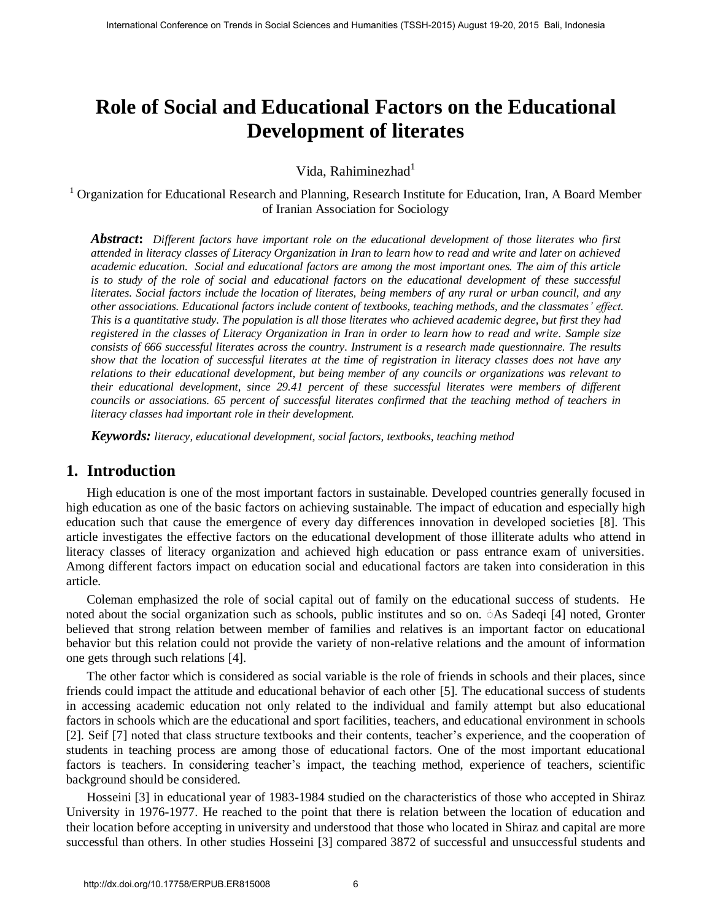# Role of Social and Educational Factors on the Educational Development of literates

Vida, Rahiminezhad[1]

[1] Organization for Educational Research and Planning, Research Institute for Education, Iran, A Board Member of Iranian Association for Sociology

***Abstract*:** *Different factors have important role on the educational development of those literates who first attended in literacy classes of Literacy Organization in Iran to learn how to read and write and later on achieved academic education. Social and educational factors are among the most important ones. The aim of this article is to study of the role of social and educational factors on the educational development of these successful literates. Social factors include the location of literates, being members of any rural or urban council, and any other associations. Educational factors include content of textbooks, teaching methods, and the classmates' effect. This is a quantitative study. The population is all those literates who achieved academic degree, but first they had registered in the classes of Literacy Organization in Iran in order to learn how to read and write. Sample size consists of 666 successful literates across the country. Instrument is a research made questionnaire. The results show that the location of successful literates at the time of registration in literacy classes does not have any relations to their educational development, but being member of any councils or organizations was relevant to their educational development, since 29.41 percent of these successful literates were members of different councils or associations. 65 percent of successful literates confirmed that the teaching method of teachers in literacy classes had important role in their development.*

***Keywords:*** *literacy, educational development, social factors, textbooks, teaching method*

## 1. Introduction

High education is one of the most important factors in sustainable. Developed countries generally focused in high education as one of the basic factors on achieving sustainable. The impact of education and especially high education such that cause the emergence of every day differences innovation in developed societies [8]. This article investigates the effective factors on the educational development of those illiterate adults who attend in literacy classes of literacy organization and achieved high education or pass entrance exam of universities. Among different factors impact on education social and educational factors are taken into consideration in this article.

Coleman emphasized the role of social capital out of family on the educational success of students. He noted about the social organization such as schools, public institutes and so on. As Sadeqi [4] noted, Gronter believed that strong relation between member of families and relatives is an important factor on educational behavior but this relation could not provide the variety of non-relative relations and the amount of information one gets through such relations [4].

The other factor which is considered as social variable is the role of friends in schools and their places, since friends could impact the attitude and educational behavior of each other [5]. The educational success of students in accessing academic education not only related to the individual and family attempt but also educational factors in schools which are the educational and sport facilities, teachers, and educational environment in schools [2]. Seif [7] noted that class structure textbooks and their contents, teacher's experience, and the cooperation of students in teaching process are among those of educational factors. One of the most important educational factors is teachers. In considering teacher's impact, the teaching method, experience of teachers, scientific background should be considered.

Hosseini [3] in educational year of 1983-1984 studied on the characteristics of those who accepted in Shiraz University in 1976-1977. He reached to the point that there is relation between the location of education and their location before accepting in university and understood that those who located in Shiraz and capital are more successful than others. In other studies Hosseini [3] compared 3872 of successful and unsuccessful students and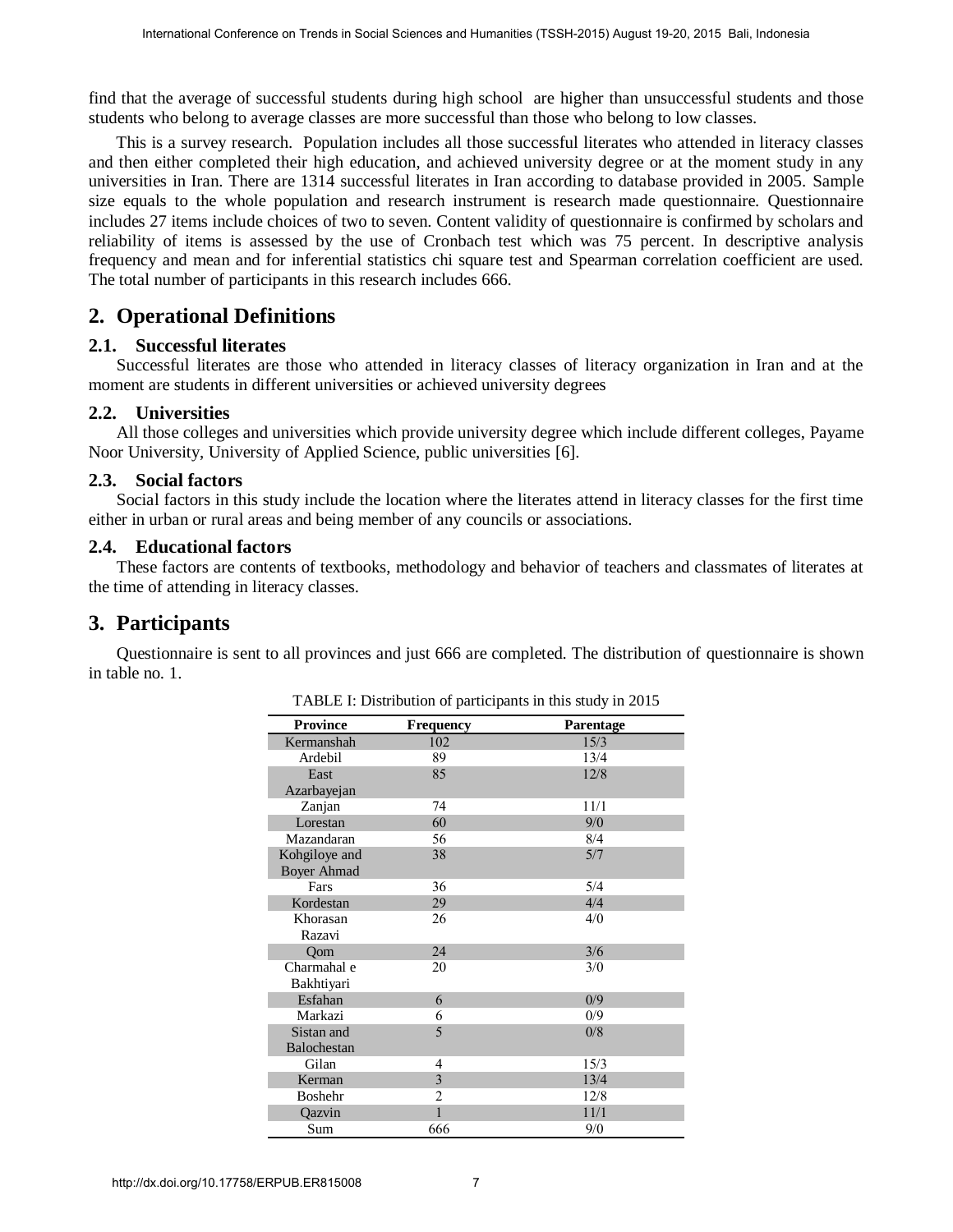find that the average of successful students during high school are higher than unsuccessful students and those students who belong to average classes are more successful than those who belong to low classes.

This is a survey research. Population includes all those successful literates who attended in literacy classes and then either completed their high education, and achieved university degree or at the moment study in any universities in Iran. There are 1314 successful literates in Iran according to database provided in 2005. Sample size equals to the whole population and research instrument is research made questionnaire. Questionnaire includes 27 items include choices of two to seven. Content validity of questionnaire is confirmed by scholars and reliability of items is assessed by the use of Cronbach test which was 75 percent. In descriptive analysis frequency and mean and for inferential statistics chi square test and Spearman correlation coefficient are used. The total number of participants in this research includes 666.

## 2. Operational Definitions

### 2.1. Successful literates

Successful literates are those who attended in literacy classes of literacy organization in Iran and at the moment are students in different universities or achieved university degrees

### 2.2. Universities

All those colleges and universities which provide university degree which include different colleges, Payame Noor University, University of Applied Science, public universities [6].

### 2.3. Social factors

Social factors in this study include the location where the literates attend in literacy classes for the first time either in urban or rural areas and being member of any councils or associations.

### 2.4. Educational factors

These factors are contents of textbooks, methodology and behavior of teachers and classmates of literates at the time of attending in literacy classes.

## 3. Participants

Questionnaire is sent to all provinces and just 666 are completed. The distribution of questionnaire is shown in table no. 1.

TABLE I: Distribution of participants in this study in 2015

| Province | Frequency | Parentage |
|---|---|---|
| Kermanshah | 102 | 15/3 |
| Ardebil | 89 | 13/4 |
| East Azarbayejan | 85 | 12/8 |
| Zanjan | 74 | 11/1 |
| Lorestan | 60 | 9/0 |
| Mazandaran | 56 | 8/4 |
| Kohgiloye and Boyer Ahmad | 38 | 5/7 |
| Fars | 36 | 5/4 |
| Kordestan | 29 | 4/4 |
| Khorasan Razavi | 26 | 4/0 |
| Qom | 24 | 3/6 |
| Charmahal e Bakhtiyari | 20 | 3/0 |
| Esfahan | 6 | 0/9 |
| Markazi | 6 | 0/9 |
| Sistan and Balochestan | 5 | 0/8 |
| Gilan | 4 | 15/3 |
| Kerman | 3 | 13/4 |
| Boshehr | 2 | 12/8 |
| Qazvin | 1 | 11/1 |
| Sum | 666 | 9/0 |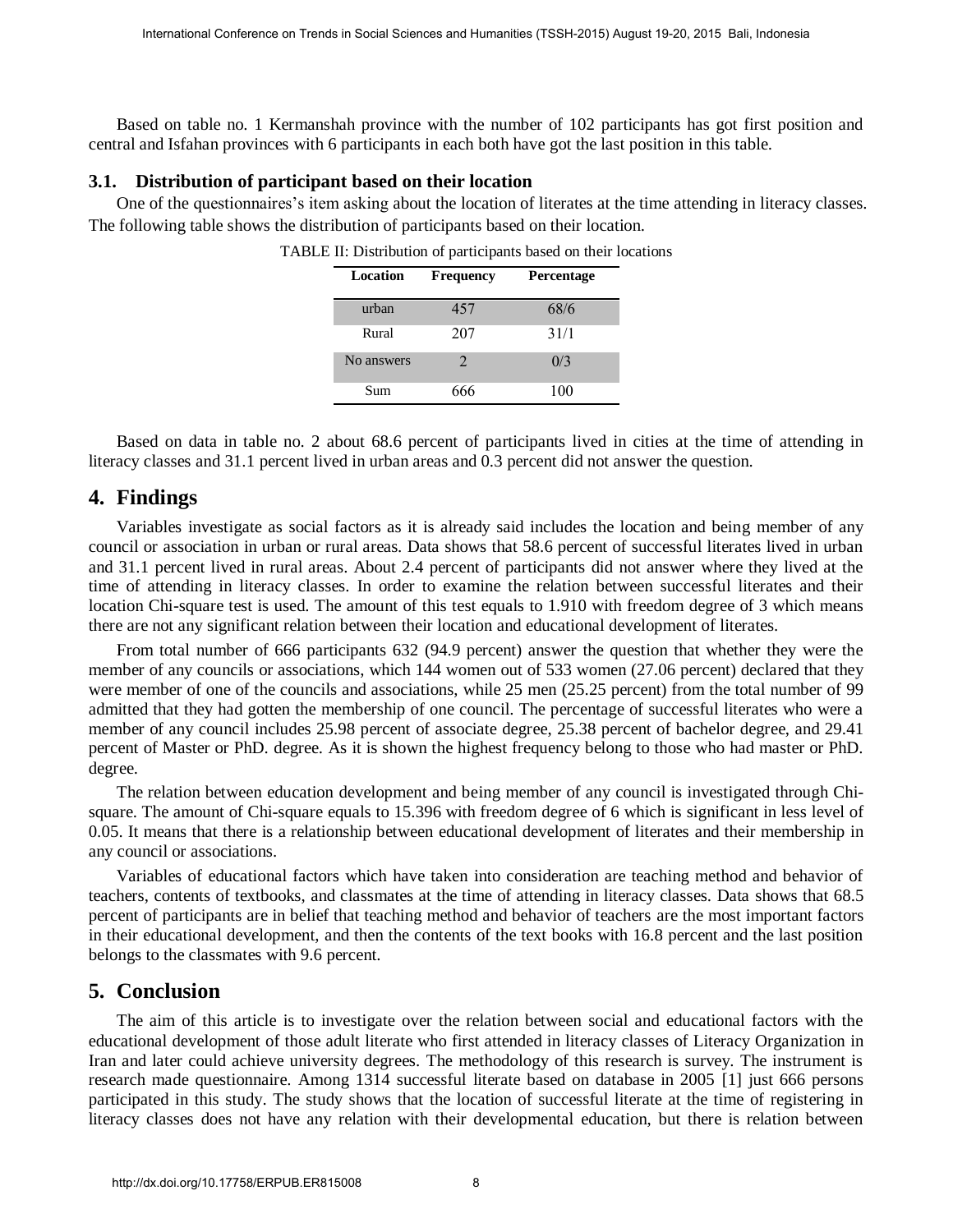Based on table no. 1 Kermanshah province with the number of 102 participants has got first position and central and Isfahan provinces with 6 participants in each both have got the last position in this table.

### 3.1. Distribution of participant based on their location

One of the questionnaires's item asking about the location of literates at the time attending in literacy classes. The following table shows the distribution of participants based on their location.

TABLE II: Distribution of participants based on their locations

| Location | Frequency | Percentage |
|---|---|---|
| urban | 457 | 68/6 |
| Rural | 207 | 31/1 |
| No answers | 2 | 0/3 |
| Sum | 666 | 100 |

Based on data in table no. 2 about 68.6 percent of participants lived in cities at the time of attending in literacy classes and 31.1 percent lived in urban areas and 0.3 percent did not answer the question.

## 4. Findings

Variables investigate as social factors as it is already said includes the location and being member of any council or association in urban or rural areas. Data shows that 58.6 percent of successful literates lived in urban and 31.1 percent lived in rural areas. About 2.4 percent of participants did not answer where they lived at the time of attending in literacy classes. In order to examine the relation between successful literates and their location Chi-square test is used. The amount of this test equals to 1.910 with freedom degree of 3 which means there are not any significant relation between their location and educational development of literates.

From total number of 666 participants 632 (94.9 percent) answer the question that whether they were the member of any councils or associations, which 144 women out of 533 women (27.06 percent) declared that they were member of one of the councils and associations, while 25 men (25.25 percent) from the total number of 99 admitted that they had gotten the membership of one council. The percentage of successful literates who were a member of any council includes 25.98 percent of associate degree, 25.38 percent of bachelor degree, and 29.41 percent of Master or PhD. degree. As it is shown the highest frequency belong to those who had master or PhD. degree.

The relation between education development and being member of any council is investigated through Chi-square. The amount of Chi-square equals to 15.396 with freedom degree of 6 which is significant in less level of 0.05. It means that there is a relationship between educational development of literates and their membership in any council or associations.

Variables of educational factors which have taken into consideration are teaching method and behavior of teachers, contents of textbooks, and classmates at the time of attending in literacy classes. Data shows that 68.5 percent of participants are in belief that teaching method and behavior of teachers are the most important factors in their educational development, and then the contents of the text books with 16.8 percent and the last position belongs to the classmates with 9.6 percent.

## 5. Conclusion

The aim of this article is to investigate over the relation between social and educational factors with the educational development of those adult literate who first attended in literacy classes of Literacy Organization in Iran and later could achieve university degrees. The methodology of this research is survey. The instrument is research made questionnaire. Among 1314 successful literate based on database in 2005 [1] just 666 persons participated in this study. The study shows that the location of successful literate at the time of registering in literacy classes does not have any relation with their developmental education, but there is relation between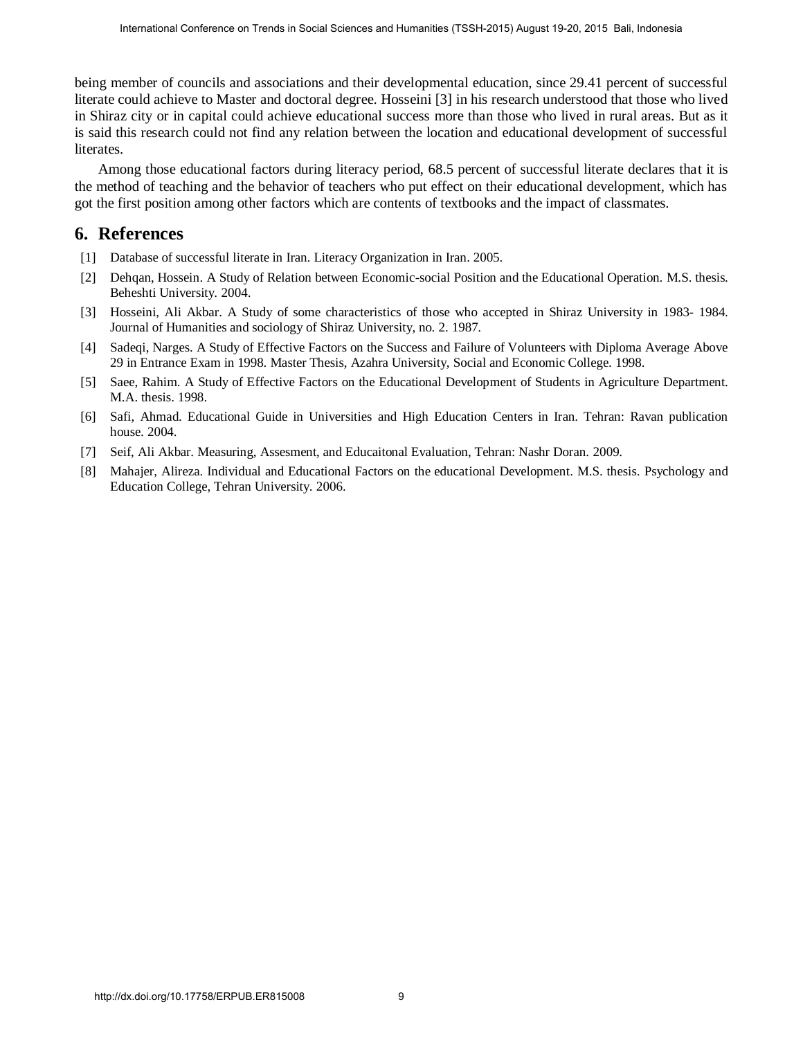being member of councils and associations and their developmental education, since 29.41 percent of successful literate could achieve to Master and doctoral degree. Hosseini [3] in his research understood that those who lived in Shiraz city or in capital could achieve educational success more than those who lived in rural areas. But as it is said this research could not find any relation between the location and educational development of successful literates.

Among those educational factors during literacy period, 68.5 percent of successful literate declares that it is the method of teaching and the behavior of teachers who put effect on their educational development, which has got the first position among other factors which are contents of textbooks and the impact of classmates.

## 6. References

[1] Database of successful literate in Iran. Literacy Organization in Iran. 2005.

[2] Dehqan, Hossein. A Study of Relation between Economic-social Position and the Educational Operation. M.S. thesis. Beheshti University. 2004.

[3] Hosseini, Ali Akbar. A Study of some characteristics of those who accepted in Shiraz University in 1983- 1984. Journal of Humanities and sociology of Shiraz University, no. 2. 1987.

[4] Sadeqi, Narges. A Study of Effective Factors on the Success and Failure of Volunteers with Diploma Average Above 29 in Entrance Exam in 1998. Master Thesis, Azahra University, Social and Economic College. 1998.

[5] Saee, Rahim. A Study of Effective Factors on the Educational Development of Students in Agriculture Department. M.A. thesis. 1998.

[6] Safi, Ahmad. Educational Guide in Universities and High Education Centers in Iran. Tehran: Ravan publication house. 2004.

[7] Seif, Ali Akbar. Measuring, Assesment, and Educaitonal Evaluation, Tehran: Nashr Doran. 2009.

[8] Mahajer, Alireza. Individual and Educational Factors on the educational Development. M.S. thesis. Psychology and Education College, Tehran University. 2006.